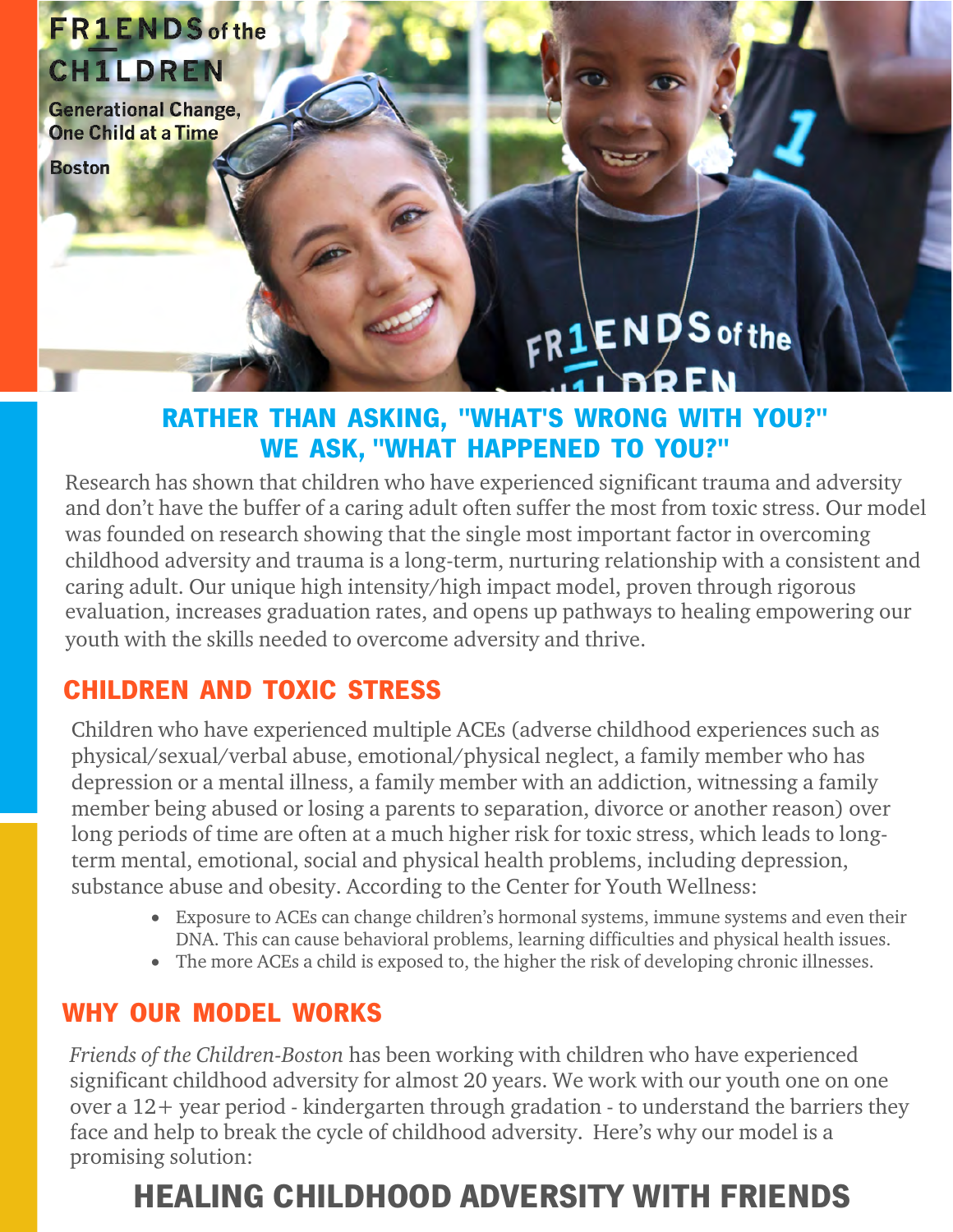FR1ENDS of the CH1LDREN

Generational Change, One Child at a Time

Boston

## RATHER THAN ASKING, "WHAT'S WRONG WITH YOU?" WE ASK, "WHAT HAPPENED TO YOU?"

Research has shown that children who have experienced significant trauma and adversity and don't have the buffer of a caring adult often suffer the most from toxic stress. Our model was founded on research showing that the single most important factor in overcoming childhood adversity and trauma is a long-term, nurturing relationship with a consistent and caring adult. Our unique high intensity/high impact model, proven through rigorous evaluation, increases graduation rates, and opens up pathways to healing empowering our youth with the skills needed to overcome adversity and thrive.

## CHILDREN AND TOXIC STRESS

Children who have experienced multiple ACEs (adverse childhood experiences such as physical/sexual/verbal abuse, emotional/physical neglect, a family member who has depression or a mental illness, a family member with an addiction, witnessing a family member being abused or losing a parents to separation, divorce or another reason) over long periods of time are often at a much higher risk for toxic stress, which leads to long-term mental, emotional, social and physical health problems, including depression, substance abuse and obesity. According to the Center for Youth Wellness:

- Exposure to ACEs can change children's hormonal systems, immune systems and even their DNA. This can cause behavioral problems, learning difficulties and physical health issues.
- The more ACEs a child is exposed to, the higher the risk of developing chronic illnesses.

## WHY OUR MODEL WORKS

*Friends of the Children-Boston* has been working with children who have experienced significant childhood adversity for almost 20 years. We work with our youth one on one over a 12+ year period - kindergarten through gradation - to understand the barriers they face and help to break the cycle of childhood adversity. Here's why our model is a promising solution:

# HEALING CHILDHOOD ADVERSITY WITH FRIENDS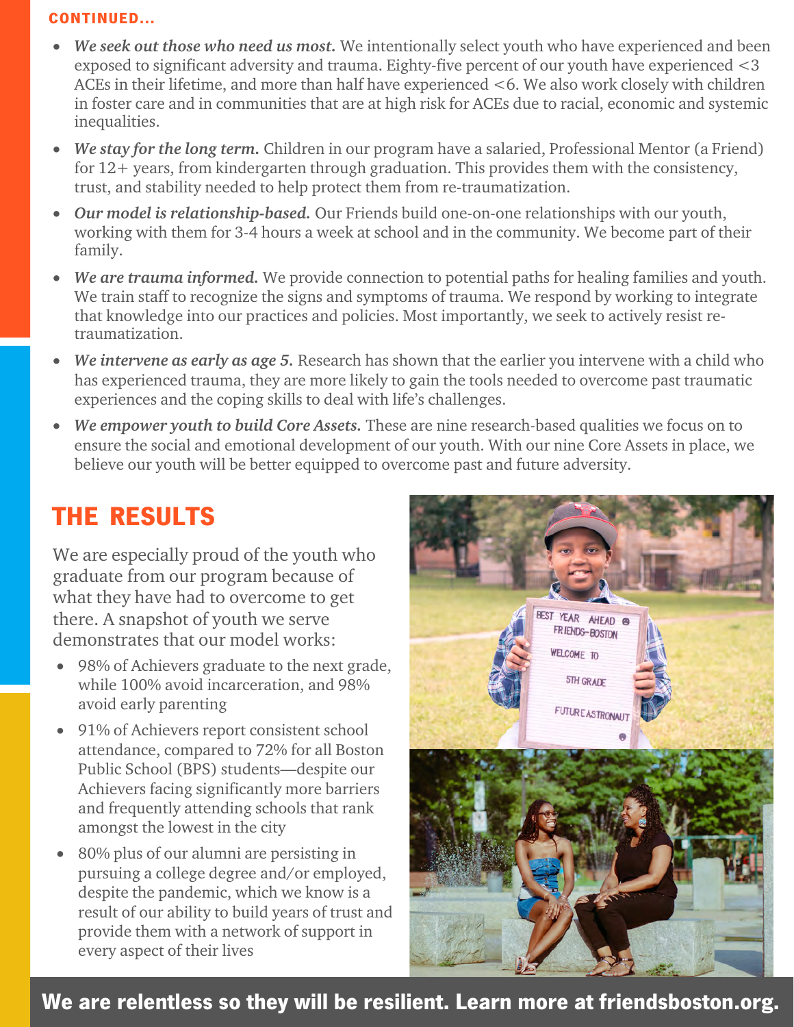CONTINUED...

- ***We seek out those who need us most.*** We intentionally select youth who have experienced and been exposed to significant adversity and trauma. Eighty-five percent of our youth have experienced <3 ACEs in their lifetime, and more than half have experienced <6. We also work closely with children in foster care and in communities that are at high risk for ACEs due to racial, economic and systemic inequalities.
- ***We stay for the long term.*** Children in our program have a salaried, Professional Mentor (a Friend) for 12+ years, from kindergarten through graduation. This provides them with the consistency, trust, and stability needed to help protect them from re-traumatization.
- ***Our model is relationship-based.*** Our Friends build one-on-one relationships with our youth, working with them for 3-4 hours a week at school and in the community. We become part of their family.
- ***We are trauma informed.*** We provide connection to potential paths for healing families and youth. We train staff to recognize the signs and symptoms of trauma. We respond by working to integrate that knowledge into our practices and policies. Most importantly, we seek to actively resist re-traumatization.
- ***We intervene as early as age 5.*** Research has shown that the earlier you intervene with a child who has experienced trauma, they are more likely to gain the tools needed to overcome past traumatic experiences and the coping skills to deal with life's challenges.
- ***We empower youth to build Core Assets.*** These are nine research-based qualities we focus on to ensure the social and emotional development of our youth. With our nine Core Assets in place, we believe our youth will be better equipped to overcome past and future adversity.

## THE RESULTS

We are especially proud of the youth who graduate from our program because of what they have had to overcome to get there. A snapshot of youth we serve demonstrates that our model works:

- 98% of Achievers graduate to the next grade, while 100% avoid incarceration, and 98% avoid early parenting
- 91% of Achievers report consistent school attendance, compared to 72% for all Boston Public School (BPS) students—despite our Achievers facing significantly more barriers and frequently attending schools that rank amongst the lowest in the city
- 80% plus of our alumni are persisting in pursuing a college degree and/or employed, despite the pandemic, which we know is a result of our ability to build years of trust and provide them with a network of support in every aspect of their lives

**We are relentless so they will be resilient. Learn more at friendsboston.org.**